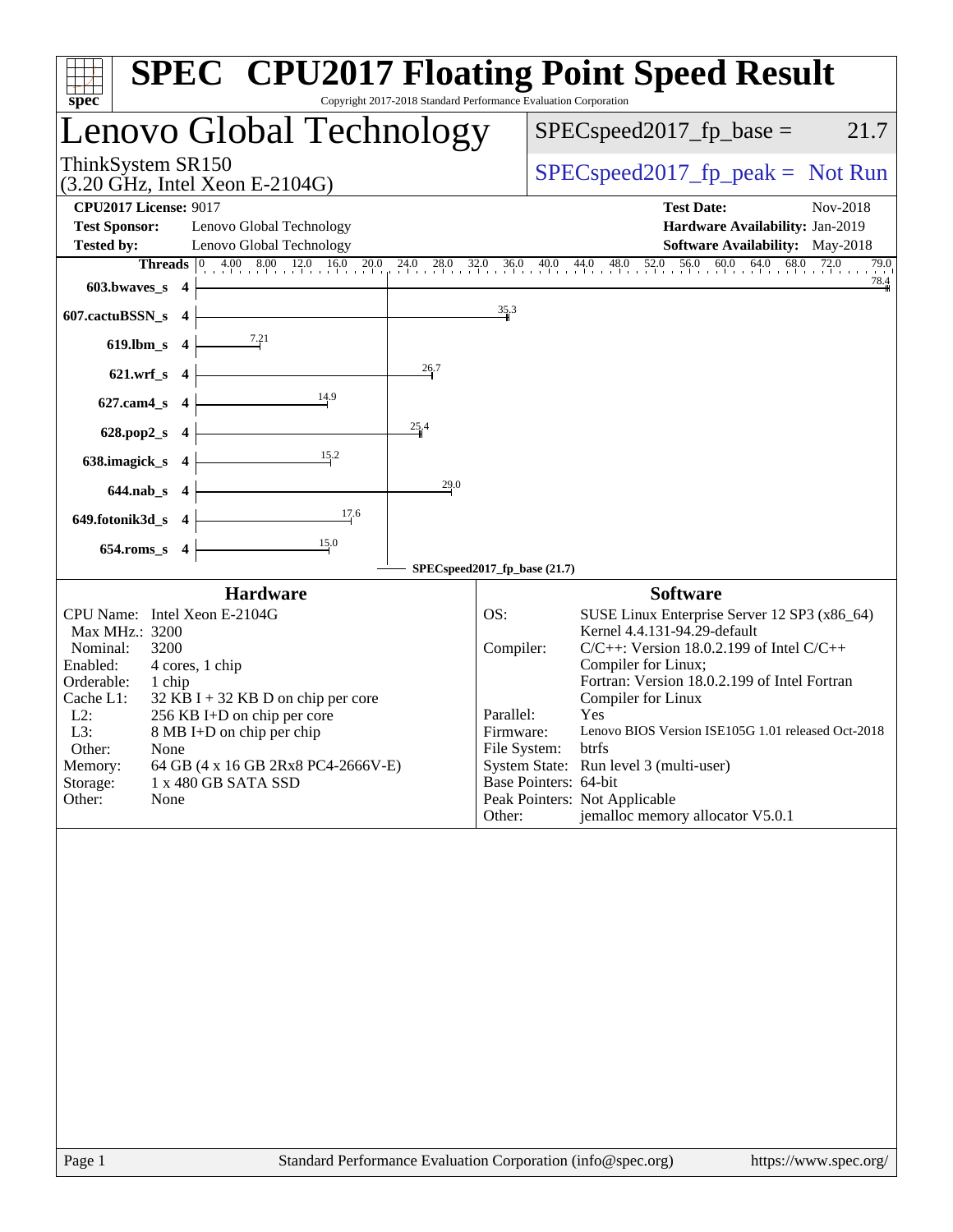# SPEC CPU2017 Floating Point Speed Result

Copyright 2017-2018 Standard Performance Evaluation Corporation

## Lenovo Global Technology

ThinkSystem SR150
(3.20 GHz, Intel Xeon E-2104G)

SPECspeed2017_fp_base = 21.7

SPECspeed2017_fp_peak = Not Run

**CPU2017 License:** 9017
**Test Sponsor:** Lenovo Global Technology
**Tested by:** Lenovo Global Technology

**Test Date:** Nov-2018
**Hardware Availability:** Jan-2019
**Software Availability:** May-2018

| Benchmark | Threads | Base |
|---|---|---|
| 603.bwaves_s | 4 | 78.4 |
| 607.cactuBSSN_s | 4 | 35.3 |
| 619.lbm_s | 4 | 7.21 |
| 621.wrf_s | 4 | 26.7 |
| 627.cam4_s | 4 | 14.9 |
| 628.pop2_s | 4 | 25.4 |
| 638.imagick_s | 4 | 15.2 |
| 644.nab_s | 4 | 29.0 |
| 649.fotonik3d_s | 4 | 17.6 |
| 654.roms_s | 4 | 15.0 |

SPECspeed2017_fp_base (21.7)

### Hardware

| | |
|---|---|
| CPU Name: | Intel Xeon E-2104G |
| Max MHz.: | 3200 |
| Nominal: | 3200 |
| Enabled: | 4 cores, 1 chip |
| Orderable: | 1 chip |
| Cache L1: | 32 KB I + 32 KB D on chip per core |
| L2: | 256 KB I+D on chip per core |
| L3: | 8 MB I+D on chip per chip |
| Other: | None |
| Memory: | 64 GB (4 x 16 GB 2Rx8 PC4-2666V-E) |
| Storage: | 1 x 480 GB SATA SSD |
| Other: | None |

### Software

| | |
|---|---|
| OS: | SUSE Linux Enterprise Server 12 SP3 (x86_64) Kernel 4.4.131-94.29-default |
| Compiler: | C/C++: Version 18.0.2.199 of Intel C/C++ Compiler for Linux; Fortran: Version 18.0.2.199 of Intel Fortran Compiler for Linux |
| Parallel: | Yes |
| Firmware: | Lenovo BIOS Version ISE105G 1.01 released Oct-2018 |
| File System: | btrfs |
| System State: | Run level 3 (multi-user) |
| Base Pointers: | 64-bit |
| Peak Pointers: | Not Applicable |
| Other: | jemalloc memory allocator V5.0.1 |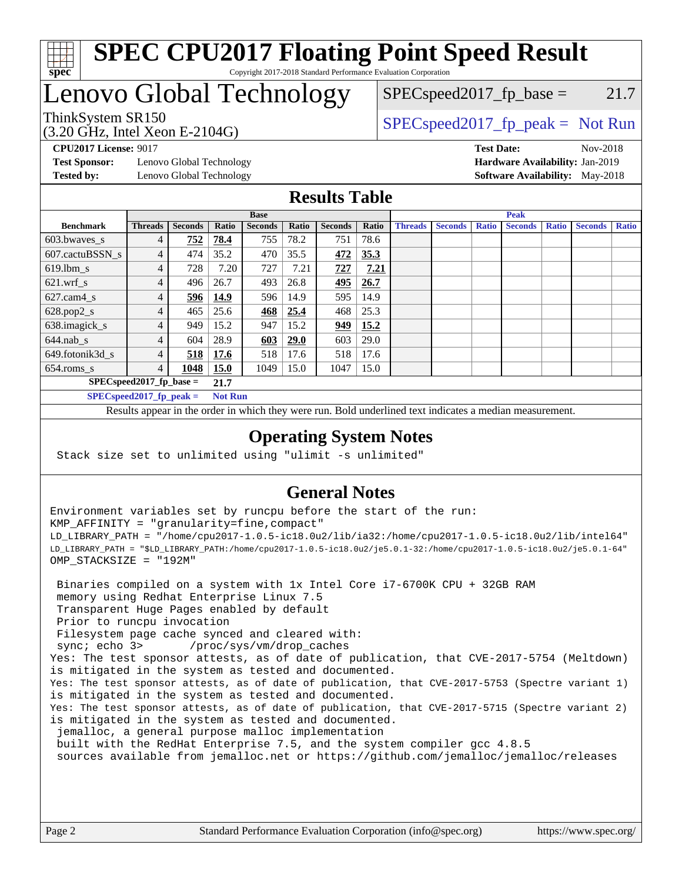# SPEC CPU2017 Floating Point Speed Result

Copyright 2017-2018 Standard Performance Evaluation Corporation

# Lenovo Global Technology

ThinkSystem SR150
(3.20 GHz, Intel Xeon E-2104G)

SPECspeed2017_fp_base = 21.7

SPECspeed2017_fp_peak = Not Run

**CPU2017 License:** 9017
**Test Sponsor:** Lenovo Global Technology
**Tested by:** Lenovo Global Technology

**Test Date:** Nov-2018
**Hardware Availability:** Jan-2019
**Software Availability:** May-2018

## Results Table

| | Base | | | | | | | Peak | | | | | | |
|---|---|---|---|---|---|---|---|---|---|---|---|---|---|---|
| **Benchmark** | **Threads** | **Seconds** | **Ratio** | **Seconds** | **Ratio** | **Seconds** | **Ratio** | **Threads** | **Seconds** | **Ratio** | **Seconds** | **Ratio** | **Seconds** | **Ratio** |
| 603.bwaves_s | 4 | **752** | **78.4** | 755 | 78.2 | 751 | 78.6 | | | | | | | |
| 607.cactuBSSN_s | 4 | 474 | 35.2 | 470 | 35.5 | **472** | **35.3** | | | | | | | |
| 619.lbm_s | 4 | 728 | 7.20 | 727 | 7.21 | **727** | **7.21** | | | | | | | |
| 621.wrf_s | 4 | 496 | 26.7 | 493 | 26.8 | **495** | **26.7** | | | | | | | |
| 627.cam4_s | 4 | **596** | **14.9** | 596 | 14.9 | 595 | 14.9 | | | | | | | |
| 628.pop2_s | 4 | 465 | 25.6 | **468** | **25.4** | 468 | 25.3 | | | | | | | |
| 638.imagick_s | 4 | 949 | 15.2 | 947 | 15.2 | **949** | **15.2** | | | | | | | |
| 644.nab_s | 4 | 604 | 28.9 | **603** | **29.0** | 603 | 29.0 | | | | | | | |
| 649.fotonik3d_s | 4 | **518** | **17.6** | 518 | 17.6 | 518 | 17.6 | | | | | | | |
| 654.roms_s | 4 | **1048** | **15.0** | 1049 | 15.0 | 1047 | 15.0 | | | | | | | |

**SPECspeed2017_fp_base = 21.7**

**SPECspeed2017_fp_peak = Not Run**

Results appear in the order in which they were run. Bold underlined text indicates a median measurement.

## Operating System Notes

```
Stack size set to unlimited using "ulimit -s unlimited"
```

## General Notes

```
Environment variables set by runcpu before the start of the run:
KMP_AFFINITY = "granularity=fine,compact"
LD_LIBRARY_PATH = "/home/cpu2017-1.0.5-ic18.0u2/lib/ia32:/home/cpu2017-1.0.5-ic18.0u2/lib/intel64"
LD_LIBRARY_PATH = "$LD_LIBRARY_PATH:/home/cpu2017-1.0.5-ic18.0u2/je5.0.1-32:/home/cpu2017-1.0.5-ic18.0u2/je5.0.1-64"
OMP_STACKSIZE = "192M"

 Binaries compiled on a system with 1x Intel Core i7-6700K CPU + 32GB RAM
 memory using Redhat Enterprise Linux 7.5
 Transparent Huge Pages enabled by default
 Prior to runcpu invocation
 Filesystem page cache synced and cleared with:
 sync; echo 3>       /proc/sys/vm/drop_caches
Yes: The test sponsor attests, as of date of publication, that CVE-2017-5754 (Meltdown)
is mitigated in the system as tested and documented.
Yes: The test sponsor attests, as of date of publication, that CVE-2017-5753 (Spectre variant 1)
is mitigated in the system as tested and documented.
Yes: The test sponsor attests, as of date of publication, that CVE-2017-5715 (Spectre variant 2)
is mitigated in the system as tested and documented.
 jemalloc, a general purpose malloc implementation
 built with the RedHat Enterprise 7.5, and the system compiler gcc 4.8.5
 sources available from jemalloc.net or https://github.com/jemalloc/jemalloc/releases
```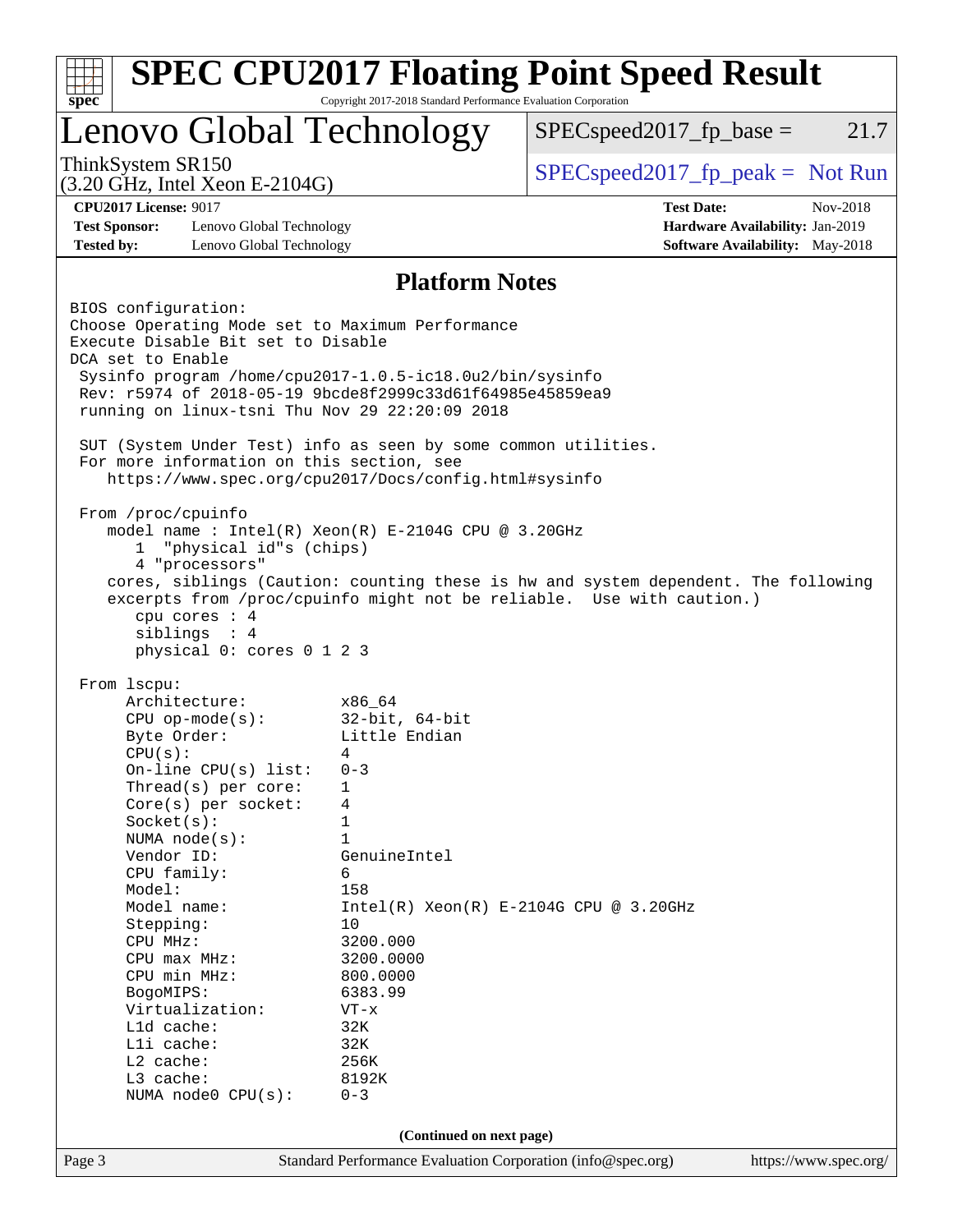# SPEC CPU2017 Floating Point Speed Result

Copyright 2017-2018 Standard Performance Evaluation Corporation

## Lenovo Global Technology

ThinkSystem SR150
(3.20 GHz, Intel Xeon E-2104G)

SPECspeed2017_fp_base = 21.7

SPECspeed2017_fp_peak = Not Run

**CPU2017 License:** 9017
**Test Sponsor:** Lenovo Global Technology
**Tested by:** Lenovo Global Technology

**Test Date:** Nov-2018
**Hardware Availability:** Jan-2019
**Software Availability:** May-2018

## Platform Notes

```
BIOS configuration:
Choose Operating Mode set to Maximum Performance
Execute Disable Bit set to Disable
DCA set to Enable
 Sysinfo program /home/cpu2017-1.0.5-ic18.0u2/bin/sysinfo
 Rev: r5974 of 2018-05-19 9bcde8f2999c33d61f64985e45859ea9
 running on linux-tsni Thu Nov 29 22:20:09 2018

 SUT (System Under Test) info as seen by some common utilities.
 For more information on this section, see
    https://www.spec.org/cpu2017/Docs/config.html#sysinfo

 From /proc/cpuinfo
    model name : Intel(R) Xeon(R) E-2104G CPU @ 3.20GHz
       1  "physical id"s (chips)
       4 "processors"
    cores, siblings (Caution: counting these is hw and system dependent. The following
    excerpts from /proc/cpuinfo might not be reliable.  Use with caution.)
       cpu cores : 4
       siblings  : 4
       physical 0: cores 0 1 2 3

 From lscpu:
      Architecture:          x86_64
      CPU op-mode(s):        32-bit, 64-bit
      Byte Order:            Little Endian
      CPU(s):                4
      On-line CPU(s) list:   0-3
      Thread(s) per core:    1
      Core(s) per socket:    4
      Socket(s):             1
      NUMA node(s):          1
      Vendor ID:             GenuineIntel
      CPU family:            6
      Model:                 158
      Model name:            Intel(R) Xeon(R) E-2104G CPU @ 3.20GHz
      Stepping:              10
      CPU MHz:               3200.000
      CPU max MHz:           3200.0000
      CPU min MHz:           800.0000
      BogoMIPS:              6383.99
      Virtualization:        VT-x
      L1d cache:             32K
      L1i cache:             32K
      L2 cache:              256K
      L3 cache:              8192K
      NUMA node0 CPU(s):     0-3
```

(Continued on next page)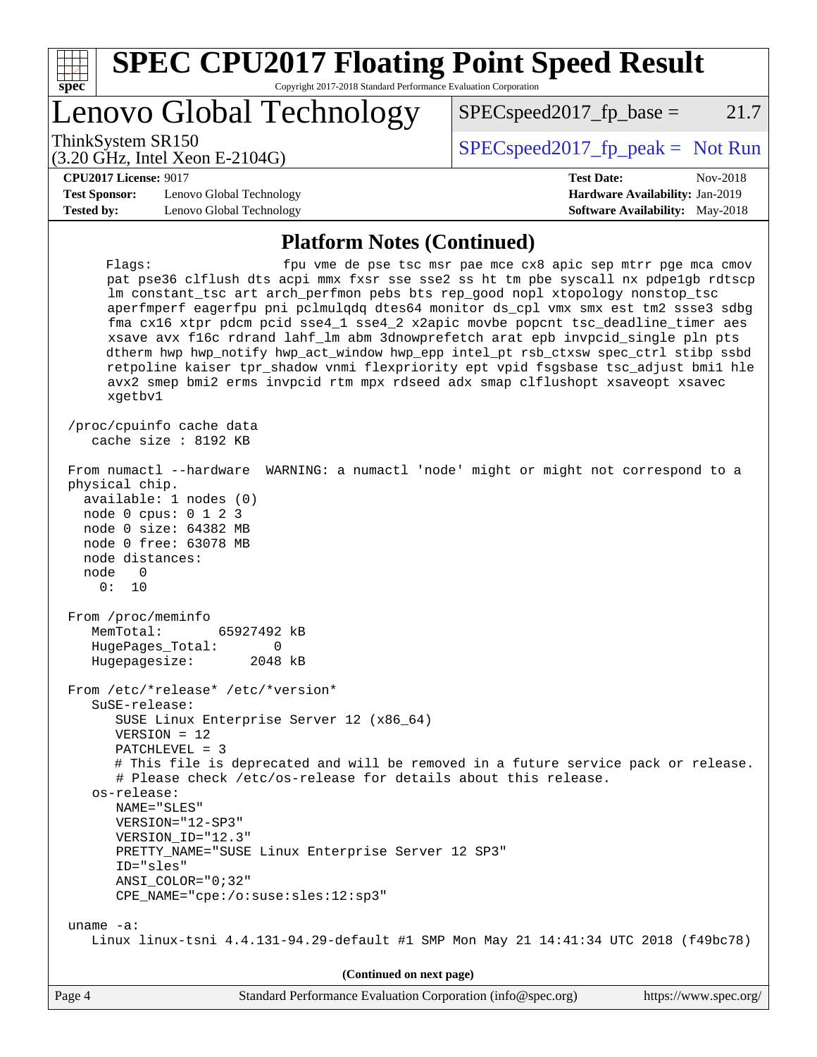## Platform Notes (Continued)

```
     Flags:                 fpu vme de pse tsc msr pae mce cx8 apic sep mtrr pge mca cmov
     pat pse36 clflush dts acpi mmx fxsr sse sse2 ss ht tm pbe syscall nx pdpe1gb rdtscp
     lm constant_tsc art arch_perfmon pebs bts rep_good nopl xtopology nonstop_tsc
     aperfmperf eagerfpu pni pclmulqdq dtes64 monitor ds_cpl vmx smx est tm2 ssse3 sdbg
     fma cx16 xtpr pdcm pcid sse4_1 sse4_2 x2apic movbe popcnt tsc_deadline_timer aes
     xsave avx f16c rdrand lahf_lm abm 3dnowprefetch arat epb invpcid_single pln pts
     dtherm hwp hwp_notify hwp_act_window hwp_epp intel_pt rsb_ctxsw spec_ctrl stibp ssbd
     retpoline kaiser tpr_shadow vnmi flexpriority ept vpid fsgsbase tsc_adjust bmi1 hle
     avx2 smep bmi2 erms invpcid rtm mpx rdseed adx smap clflushopt xsaveopt xsavec
     xgetbv1

 /proc/cpuinfo cache data
    cache size : 8192 KB

 From numactl --hardware  WARNING: a numactl 'node' might or might not correspond to a
 physical chip.
   available: 1 nodes (0)
   node 0 cpus: 0 1 2 3
   node 0 size: 64382 MB
   node 0 free: 63078 MB
   node distances:
   node   0
     0:  10

 From /proc/meminfo
    MemTotal:       65927492 kB
    HugePages_Total:       0
    Hugepagesize:       2048 kB

 From /etc/*release* /etc/*version*
    SuSE-release:
       SUSE Linux Enterprise Server 12 (x86_64)
       VERSION = 12
       PATCHLEVEL = 3
       # This file is deprecated and will be removed in a future service pack or release.
       # Please check /etc/os-release for details about this release.
    os-release:
       NAME="SLES"
       VERSION="12-SP3"
       VERSION_ID="12.3"
       PRETTY_NAME="SUSE Linux Enterprise Server 12 SP3"
       ID="sles"
       ANSI_COLOR="0;32"
       CPE_NAME="cpe:/o:suse:sles:12:sp3"

 uname -a:
    Linux linux-tsni 4.4.131-94.29-default #1 SMP Mon May 21 14:41:34 UTC 2018 (f49bc78)
```

(Continued on next page)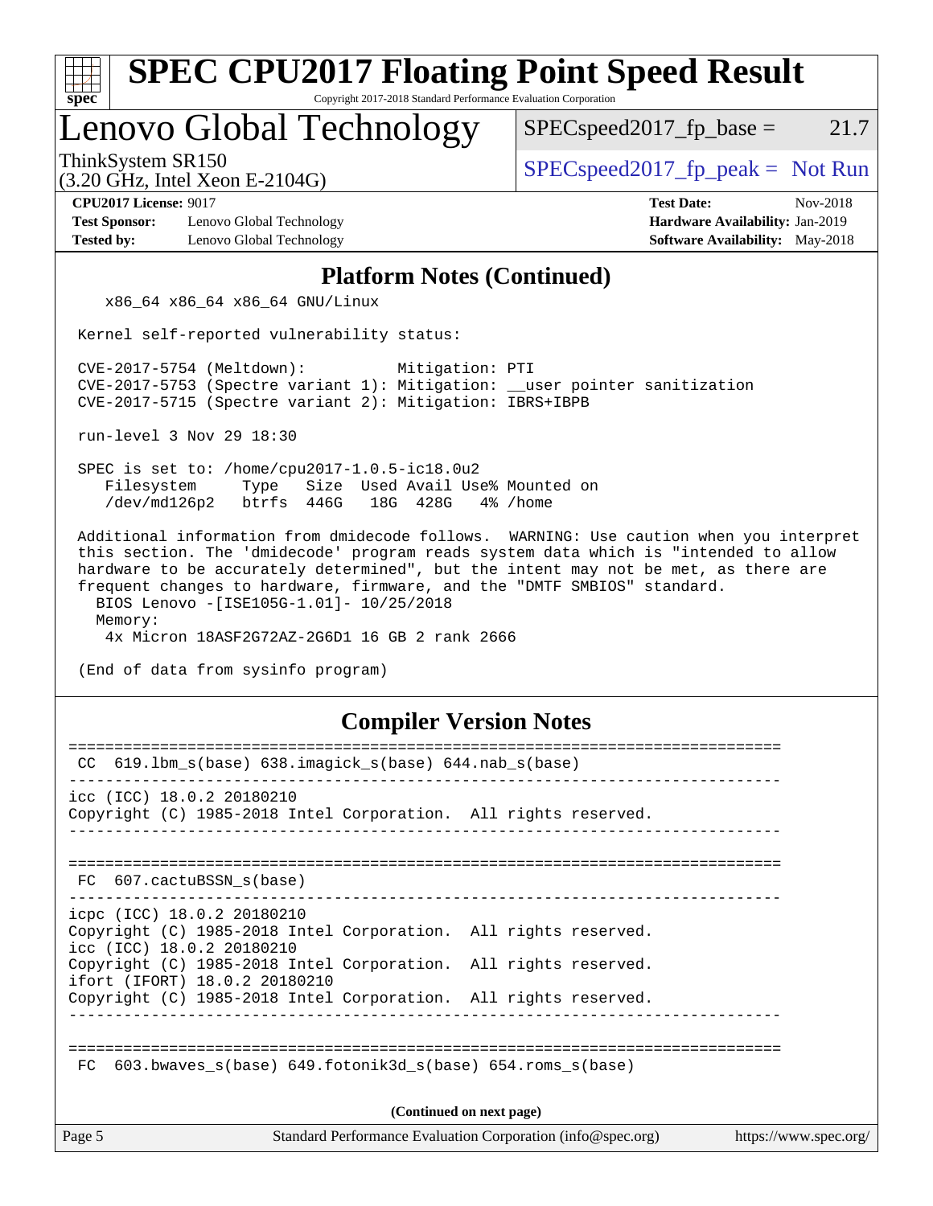# SPEC CPU2017 Floating Point Speed Result

Copyright 2017-2018 Standard Performance Evaluation Corporation

## Lenovo Global Technology

ThinkSystem SR150
(3.20 GHz, Intel Xeon E-2104G)

SPECspeed2017_fp_base = 21.7

SPECspeed2017_fp_peak = Not Run

**CPU2017 License:** 9017
**Test Sponsor:** Lenovo Global Technology
**Tested by:** Lenovo Global Technology

**Test Date:** Nov-2018
**Hardware Availability:** Jan-2019
**Software Availability:** May-2018

### Platform Notes (Continued)

```
    x86_64 x86_64 x86_64 GNU/Linux

 Kernel self-reported vulnerability status:

 CVE-2017-5754 (Meltdown):          Mitigation: PTI
 CVE-2017-5753 (Spectre variant 1): Mitigation: __user pointer sanitization
 CVE-2017-5715 (Spectre variant 2): Mitigation: IBRS+IBPB

 run-level 3 Nov 29 18:30

 SPEC is set to: /home/cpu2017-1.0.5-ic18.0u2
    Filesystem     Type   Size  Used Avail Use% Mounted on
    /dev/md126p2   btrfs  446G   18G  428G   4% /home

 Additional information from dmidecode follows.  WARNING: Use caution when you interpret
 this section. The 'dmidecode' program reads system data which is "intended to allow
 hardware to be accurately determined", but the intent may not be met, as there are
 frequent changes to hardware, firmware, and the "DMTF SMBIOS" standard.
   BIOS Lenovo -[ISE105G-1.01]- 10/25/2018
   Memory:
    4x Micron 18ASF2G72AZ-2G6D1 16 GB 2 rank 2666

 (End of data from sysinfo program)
```

### Compiler Version Notes

```
==============================================================================
 CC  619.lbm_s(base) 638.imagick_s(base) 644.nab_s(base)
------------------------------------------------------------------------------
icc (ICC) 18.0.2 20180210
Copyright (C) 1985-2018 Intel Corporation.  All rights reserved.
------------------------------------------------------------------------------

==============================================================================
 FC  607.cactuBSSN_s(base)
------------------------------------------------------------------------------
icpc (ICC) 18.0.2 20180210
Copyright (C) 1985-2018 Intel Corporation.  All rights reserved.
icc (ICC) 18.0.2 20180210
Copyright (C) 1985-2018 Intel Corporation.  All rights reserved.
ifort (IFORT) 18.0.2 20180210
Copyright (C) 1985-2018 Intel Corporation.  All rights reserved.
------------------------------------------------------------------------------

==============================================================================
 FC  603.bwaves_s(base) 649.fotonik3d_s(base) 654.roms_s(base)
```

**(Continued on next page)**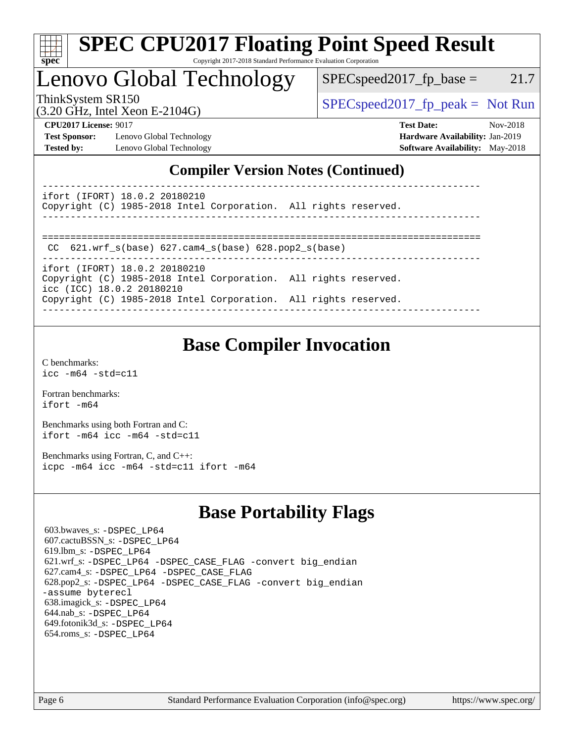## Compiler Version Notes (Continued)

```
------------------------------------------------------------------------------
ifort (IFORT) 18.0.2 20180210
Copyright (C) 1985-2018 Intel Corporation.  All rights reserved.
------------------------------------------------------------------------------

==============================================================================
 CC  621.wrf_s(base) 627.cam4_s(base) 628.pop2_s(base)
------------------------------------------------------------------------------
ifort (IFORT) 18.0.2 20180210
Copyright (C) 1985-2018 Intel Corporation.  All rights reserved.
icc (ICC) 18.0.2 20180210
Copyright (C) 1985-2018 Intel Corporation.  All rights reserved.
------------------------------------------------------------------------------
```

## Base Compiler Invocation

C benchmarks:
`icc -m64 -std=c11`

Fortran benchmarks:
`ifort -m64`

Benchmarks using both Fortran and C:
`ifort -m64 icc -m64 -std=c11`

Benchmarks using Fortran, C, and C++:
`icpc -m64 icc -m64 -std=c11 ifort -m64`

## Base Portability Flags

603.bwaves_s: -DSPEC_LP64
607.cactuBSSN_s: -DSPEC_LP64
619.lbm_s: -DSPEC_LP64
621.wrf_s: -DSPEC_LP64 -DSPEC_CASE_FLAG -convert big_endian
627.cam4_s: -DSPEC_LP64 -DSPEC_CASE_FLAG
628.pop2_s: -DSPEC_LP64 -DSPEC_CASE_FLAG -convert big_endian -assume byterecl
638.imagick_s: -DSPEC_LP64
644.nab_s: -DSPEC_LP64
649.fotonik3d_s: -DSPEC_LP64
654.roms_s: -DSPEC_LP64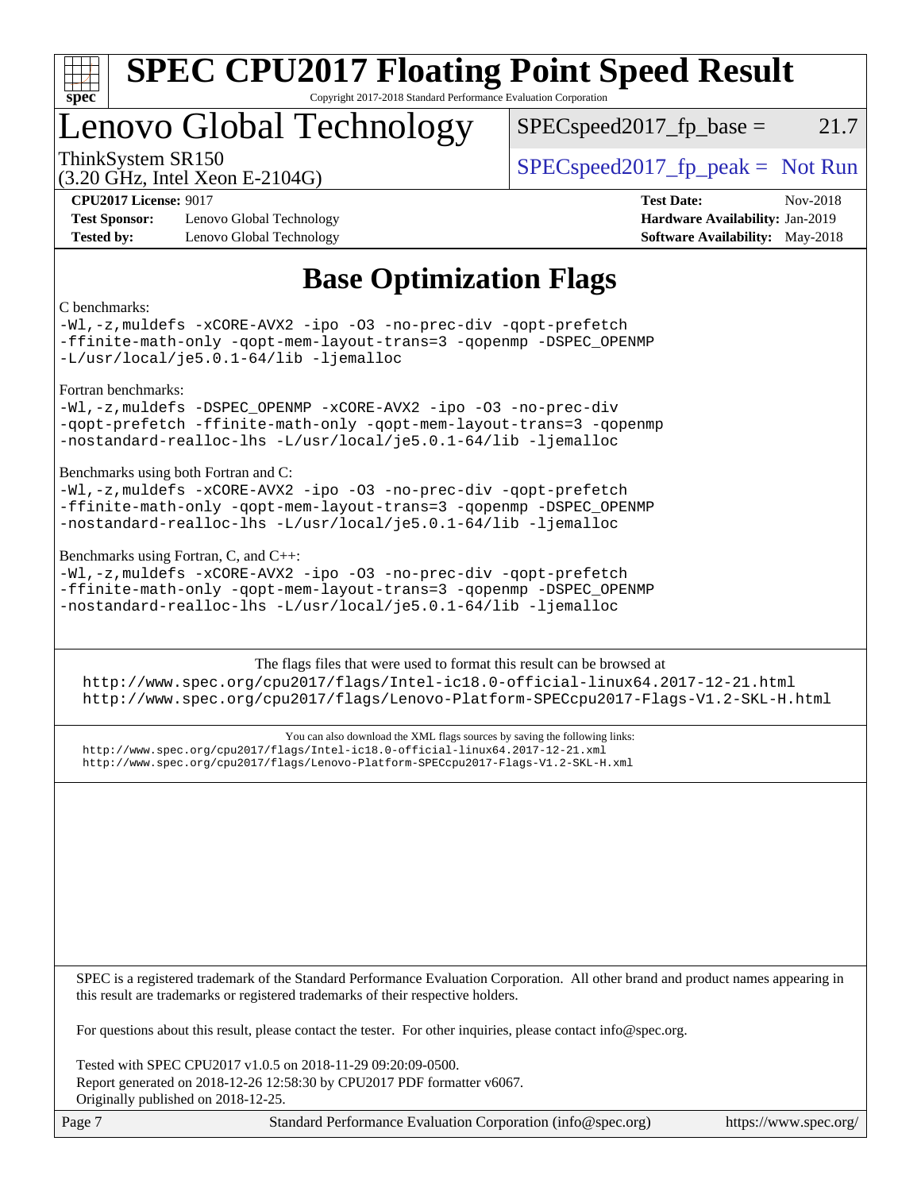# SPEC CPU2017 Floating Point Speed Result

Copyright 2017-2018 Standard Performance Evaluation Corporation

## Lenovo Global Technology

ThinkSystem SR150
(3.20 GHz, Intel Xeon E-2104G)

SPECspeed2017_fp_base = 21.7

SPECspeed2017_fp_peak = Not Run

**CPU2017 License:** 9017
**Test Sponsor:** Lenovo Global Technology
**Tested by:** Lenovo Global Technology

**Test Date:** Nov-2018
**Hardware Availability:** Jan-2019
**Software Availability:** May-2018

## Base Optimization Flags

C benchmarks:

```
-Wl,-z,muldefs -xCORE-AVX2 -ipo -O3 -no-prec-div -qopt-prefetch
-ffinite-math-only -qopt-mem-layout-trans=3 -qopenmp -DSPEC_OPENMP
-L/usr/local/je5.0.1-64/lib -ljemalloc
```

Fortran benchmarks:

```
-Wl,-z,muldefs -DSPEC_OPENMP -xCORE-AVX2 -ipo -O3 -no-prec-div
-qopt-prefetch -ffinite-math-only -qopt-mem-layout-trans=3 -qopenmp
-nostandard-realloc-lhs -L/usr/local/je5.0.1-64/lib -ljemalloc
```

Benchmarks using both Fortran and C:

```
-Wl,-z,muldefs -xCORE-AVX2 -ipo -O3 -no-prec-div -qopt-prefetch
-ffinite-math-only -qopt-mem-layout-trans=3 -qopenmp -DSPEC_OPENMP
-nostandard-realloc-lhs -L/usr/local/je5.0.1-64/lib -ljemalloc
```

Benchmarks using Fortran, C, and C++:

```
-Wl,-z,muldefs -xCORE-AVX2 -ipo -O3 -no-prec-div -qopt-prefetch
-ffinite-math-only -qopt-mem-layout-trans=3 -qopenmp -DSPEC_OPENMP
-nostandard-realloc-lhs -L/usr/local/je5.0.1-64/lib -ljemalloc
```

The flags files that were used to format this result can be browsed at

http://www.spec.org/cpu2017/flags/Intel-ic18.0-official-linux64.2017-12-21.html
http://www.spec.org/cpu2017/flags/Lenovo-Platform-SPECcpu2017-Flags-V1.2-SKL-H.html

You can also download the XML flags sources by saving the following links:

http://www.spec.org/cpu2017/flags/Intel-ic18.0-official-linux64.2017-12-21.xml
http://www.spec.org/cpu2017/flags/Lenovo-Platform-SPECcpu2017-Flags-V1.2-SKL-H.xml

SPEC is a registered trademark of the Standard Performance Evaluation Corporation. All other brand and product names appearing in this result are trademarks or registered trademarks of their respective holders.

For questions about this result, please contact the tester. For other inquiries, please contact info@spec.org.

Tested with SPEC CPU2017 v1.0.5 on 2018-11-29 09:20:09-0500.
Report generated on 2018-12-26 12:58:30 by CPU2017 PDF formatter v6067.
Originally published on 2018-12-25.